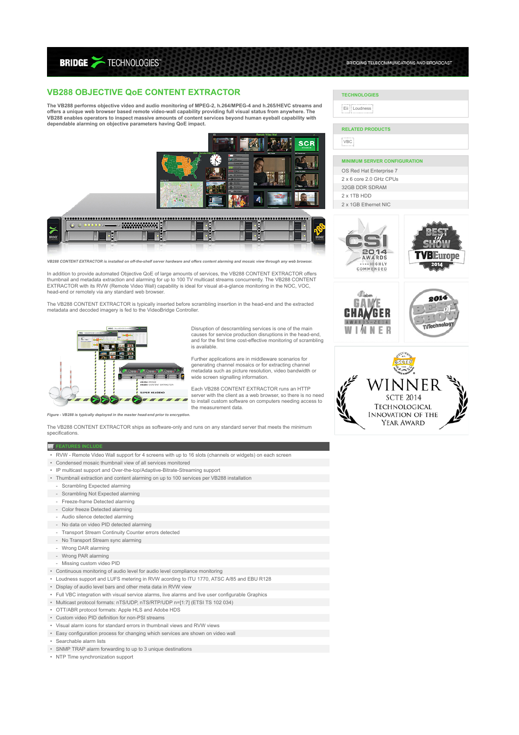# VB288 OBJECTIVE QoE CONTENT EXTRACTOR

**The VB288 performs objective video and audio monitoring of MPEG-2, h.264/MPEG-4 and h.265/HEVC streams and offers a unique web browser based remote video-wall capability providing full visual status from anywhere. The VB288 enables operators to inspect massive amounts of content services beyond human eyeball capability with dependable alarming on objective parameters having QoE impact.**

*VB288 CONTENT EXTRACTOR is installed on off-the-shelf server hardware and offers content alarming and mosaic view through any web browser.*

In addition to provide automated Objective QoE of large amounts of services, the VB288 CONTENT EXTRACTOR offers thumbnail and metadata extraction and alarming for up to 100 TV multicast streams concurrently. The VB288 CONTENT EXTRACTOR with its RVW (Remote Video Wall) capability is ideal for visual at-a-glance monitoring in the NOC, VOC, head-end or remotely via any standard web browser.

The VB288 CONTENT EXTRACTOR is typically inserted before scrambling insertion in the head-end and the extracted metadata and decoded imagery is fed to the VideoBridge Controller.

Disruption of descrambling services is one of the main causes for service production disruptions in the head-end, and for the first time cost-effective monitoring of scrambling is available.

Further applications are in middleware scenarios for generating channel mosaics or for extracting channel metadata such as picture resolution, video bandwidth or wide screen signalling information.

Each VB288 CONTENT EXTRACTOR runs an HTTP server with the client as a web browser, so there is no need to install custom software on computers needing access to the measurement data.

*Figure - VB288 is typically deployed in the master head-end prior to encryption.*

The VB288 CONTENT EXTRACTOR ships as software-only and runs on any standard server that meets the minimum specifications.

## FEATURES INCLUDE

- RVW - Remote Video Wall support for 4 screens with up to 16 slots (channels or widgets) on each screen
- Condensed mosaic thumbnail view of all services monitored
- IP multicast support and Over-the-top/Adaptive-Bitrate-Streaming support
- Thumbnail extraction and content alarming on up to 100 services per VB288 installation
  - Scrambling Expected alarming
  - Scrambling Not Expected alarming
  - Freeze-frame Detected alarming
  - Color freeze Detected alarming
  - Audio silence detected alarming
  - No data on video PID detected alarming
  - Transport Stream Continuity Counter errors detected
  - No Transport Stream sync alarming
  - Wrong DAR alarming
  - Wrong PAR alarming
  - Missing custom video PID
- Continuous monitoring of audio level for audio level compliance monitoring
- Loudness support and LUFS metering in RVW acording to ITU 1770, ATSC A/85 and EBU R128
- Display of audio level bars and other meta data in RVW view
- Full VBC integration with visual service alarms, live alarms and live user configurable Graphics
- Multicast protocol formats: nTS/UDP, nTS/RTP/UDP n=[1:7] (ETSI TS 102 034)
- OTT/ABR protocol formats: Apple HLS and Adobe HDS
- Custom video PID definition for non-PSI streams
- Visual alarm icons for standard errors in thumbnail views and RVW views
- Easy configuration process for changing which services are shown on video wall
- Searchable alarm lists
- SNMP TRAP alarm forwarding to up to 3 unique destinations
- NTP Time synchronization support

### TECHNOLOGIES

Eii | Loudness

### RELATED PRODUCTS

VBC

### MINIMUM SERVER CONFIGURATION

- OS Red Hat Enterprise 7
- 2 x 6 core 2.0 GHz CPUs
- 32GB DDR SDRAM
- 2 x 1TB HDD
- 2 x 1GB Ethernet NIC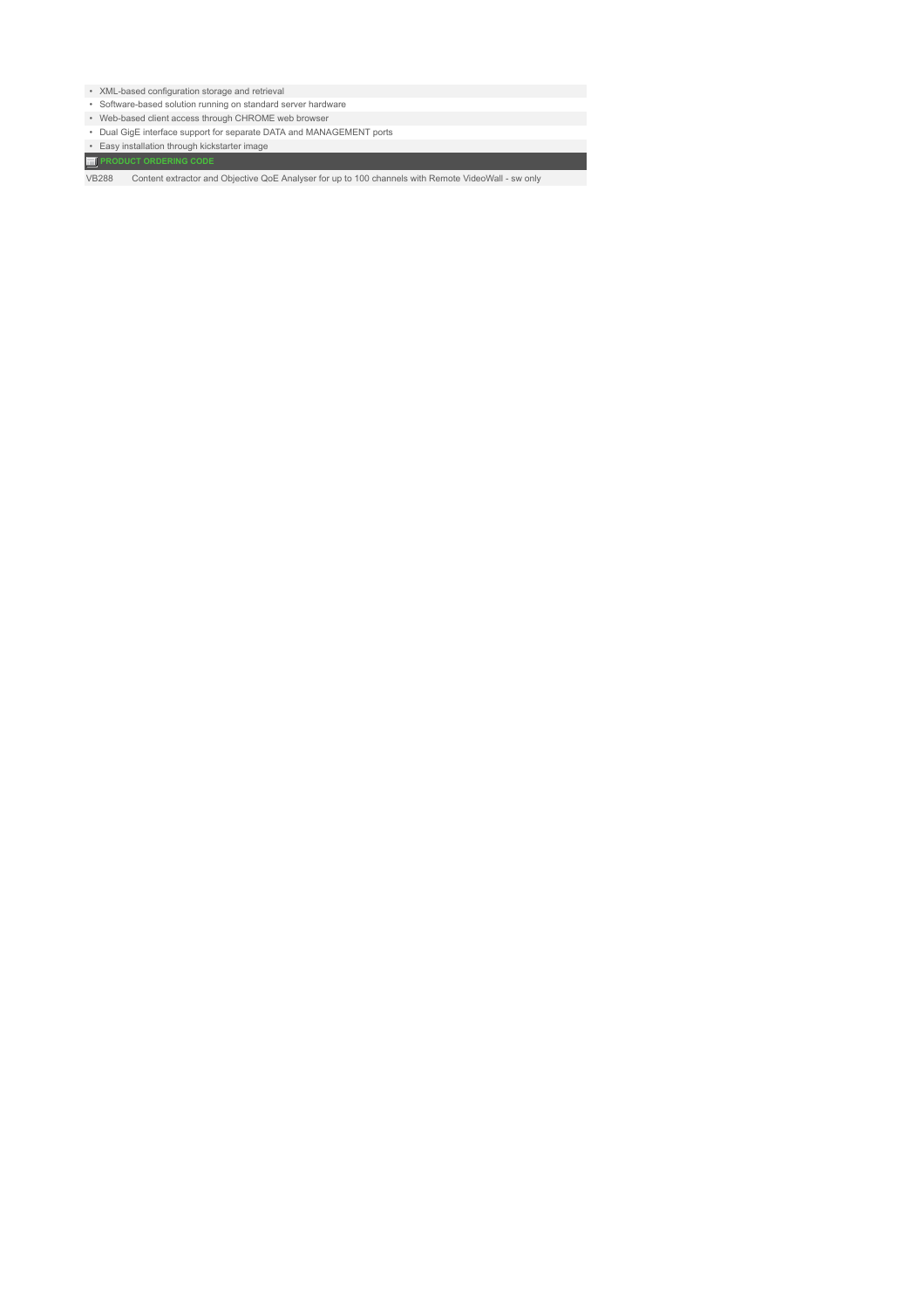- XML-based configuration storage and retrieval
- Software-based solution running on standard server hardware
- Web-based client access through CHROME web browser
- Dual GigE interface support for separate DATA and MANAGEMENT ports
- Easy installation through kickstarter image

## PRODUCT ORDERING CODE

| | |
|---|---|
| VB288 | Content extractor and Objective QoE Analyser for up to 100 channels with Remote VideoWall - sw only |